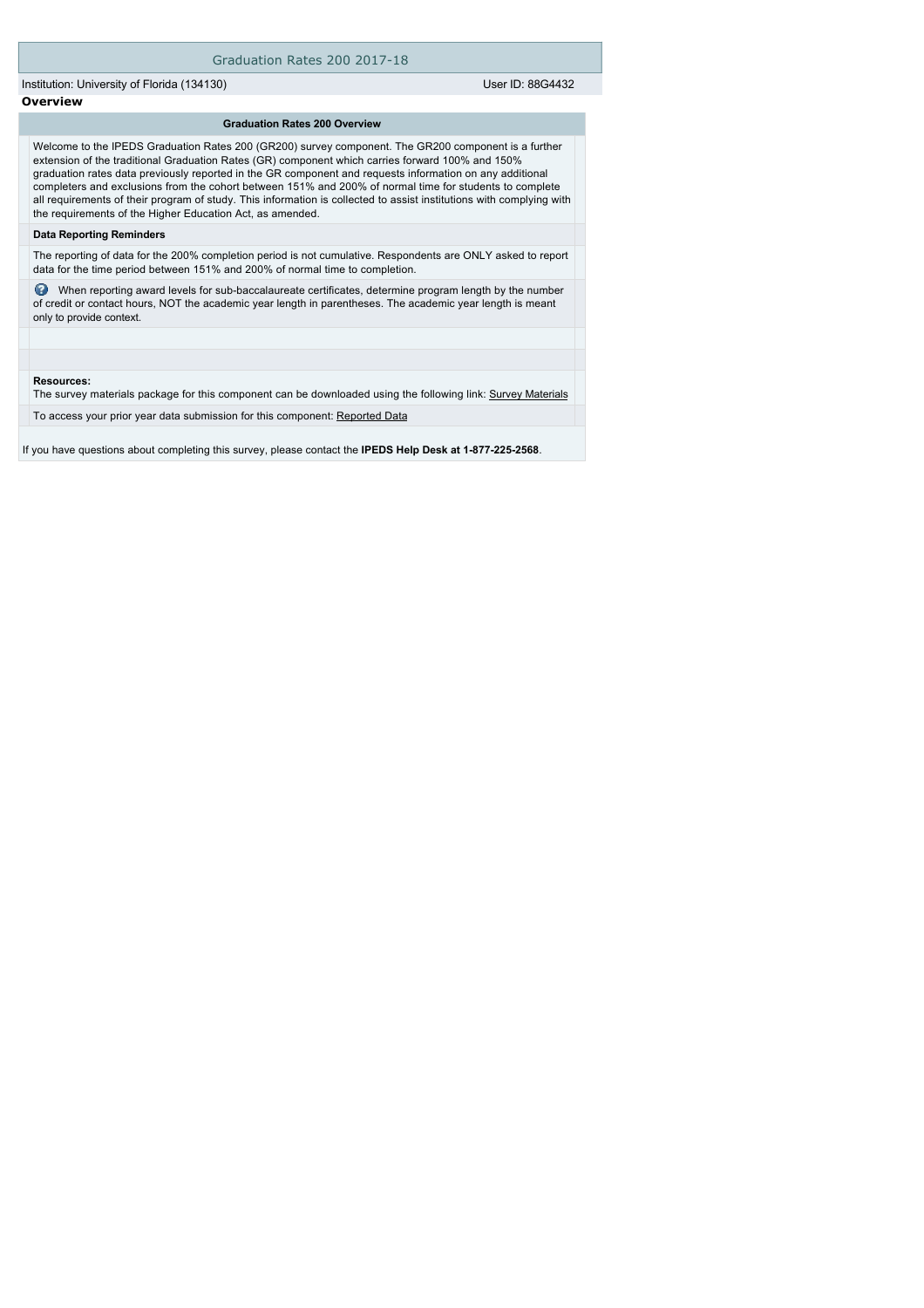# Graduation Rates 200 2017-18

Institution: University of Florida (134130) User ID: 88G4432

## Overview

### Graduation Rates 200 Overview

Welcome to the IPEDS Graduation Rates 200 (GR200) survey component. The GR200 component is a further extension of the traditional Graduation Rates (GR) component which carries forward 100% and 150% graduation rates data previously reported in the GR component and requests information on any additional completers and exclusions from the cohort between 151% and 200% of normal time for students to complete all requirements of their program of study. This information is collected to assist institutions with complying with the requirements of the Higher Education Act, as amended.

**Data Reporting Reminders**

The reporting of data for the 200% completion period is not cumulative. Respondents are ONLY asked to report data for the time period between 151% and 200% of normal time to completion.

When reporting award levels for sub-baccalaureate certificates, determine program length by the number of credit or contact hours, NOT the academic year length in parentheses. The academic year length is meant only to provide context.

**Resources:**
The survey materials package for this component can be downloaded using the following link: Survey Materials

To access your prior year data submission for this component: Reported Data

If you have questions about completing this survey, please contact the **IPEDS Help Desk at 1-877-225-2568**.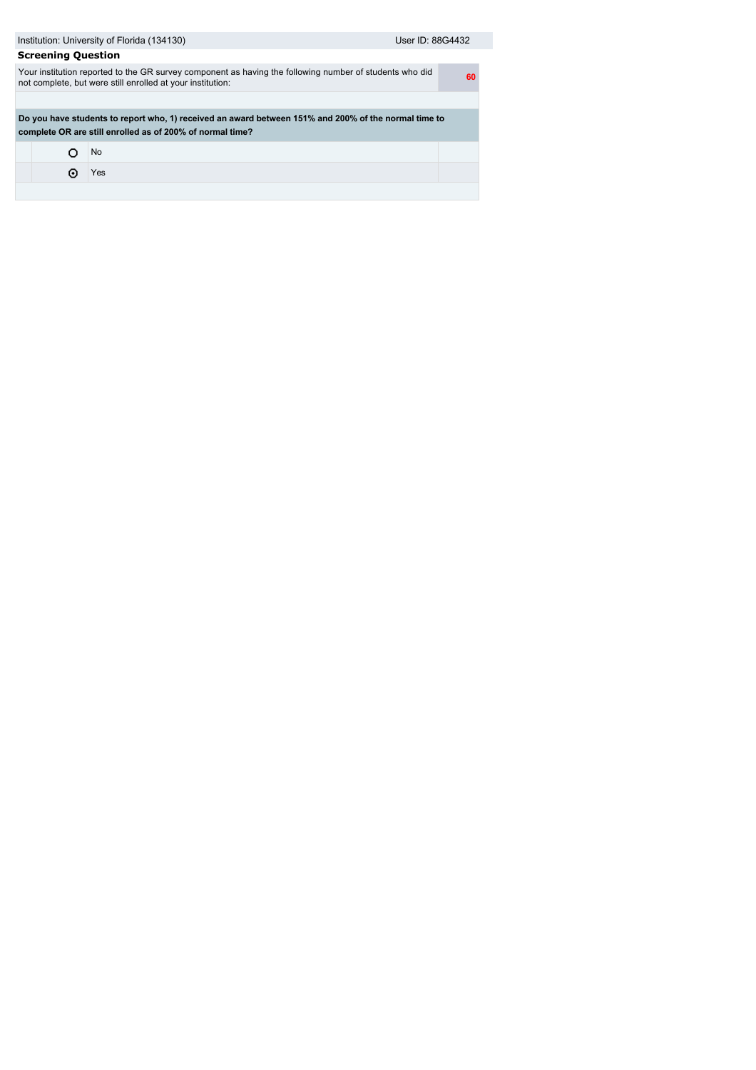Institution: University of Florida (134130) | User ID: 88G4432

**Screening Question**

| Your institution reported to the GR survey component as having the following number of students who did not complete, but were still enrolled at your institution: | 60 |
|---|---|

**Do you have students to report who, 1) received an award between 151% and 200% of the normal time to complete OR are still enrolled as of 200% of normal time?**

- ○ No
- ⦿ Yes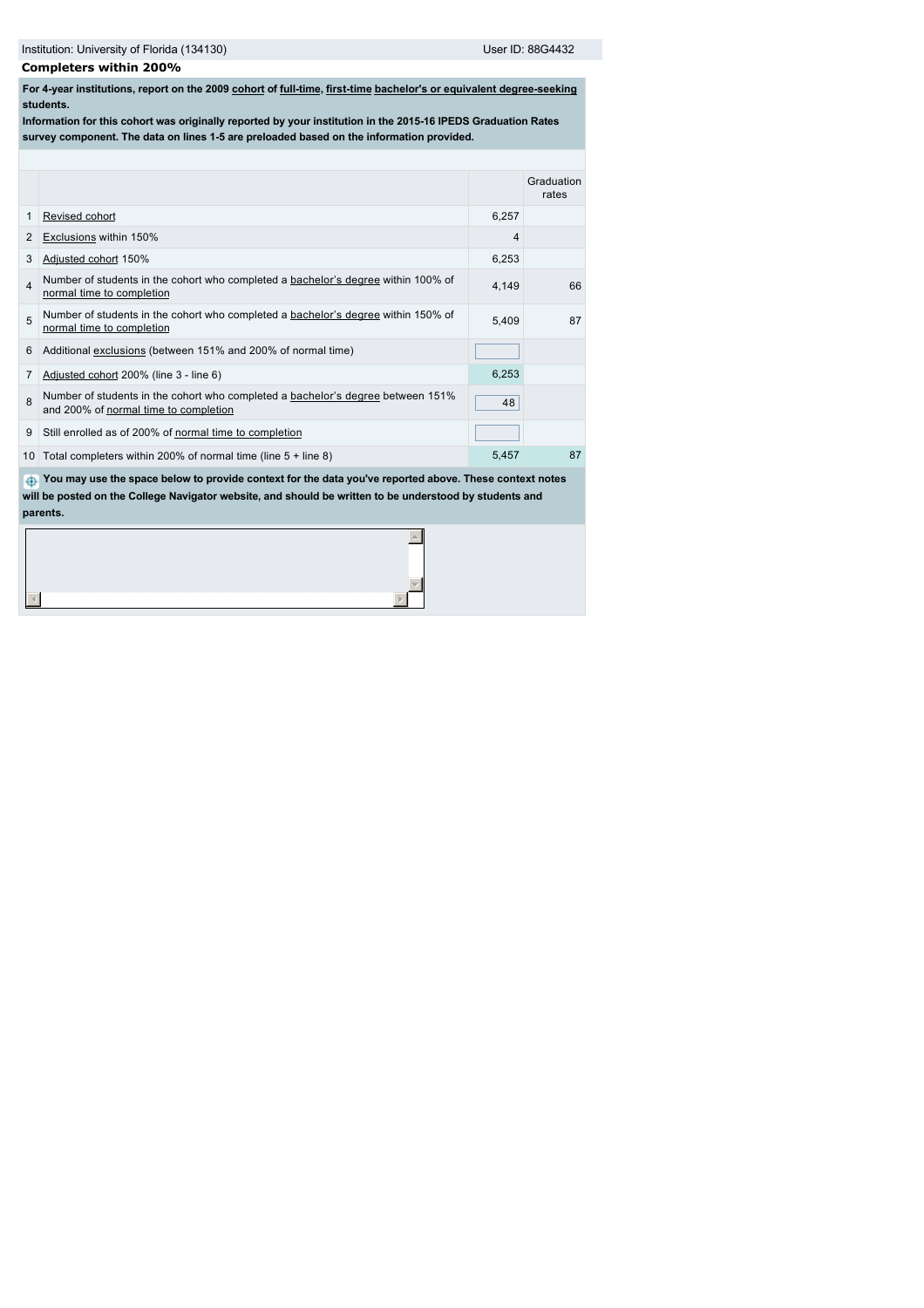Institution: University of Florida (134130) User ID: 88G4432

## Completers within 200%

**For 4-year institutions, report on the 2009 cohort of full-time, first-time bachelor's or equivalent degree-seeking students.**

**Information for this cohort was originally reported by your institution in the 2015-16 IPEDS Graduation Rates survey component. The data on lines 1-5 are preloaded based on the information provided.**

| | | | Graduation rates |
|---|---|---|---|
| 1 | Revised cohort | 6,257 | |
| 2 | Exclusions within 150% | 4 | |
| 3 | Adjusted cohort 150% | 6,253 | |
| 4 | Number of students in the cohort who completed a bachelor's degree within 100% of normal time to completion | 4,149 | 66 |
| 5 | Number of students in the cohort who completed a bachelor's degree within 150% of normal time to completion | 5,409 | 87 |
| 6 | Additional exclusions (between 151% and 200% of normal time) | | |
| 7 | Adjusted cohort 200% (line 3 - line 6) | 6,253 | |
| 8 | Number of students in the cohort who completed a bachelor's degree between 151% and 200% of normal time to completion | 48 | |
| 9 | Still enrolled as of 200% of normal time to completion | | |
| 10 | Total completers within 200% of normal time (line 5 + line 8) | 5,457 | 87 |

**You may use the space below to provide context for the data you've reported above. These context notes will be posted on the College Navigator website, and should be written to be understood by students and parents.**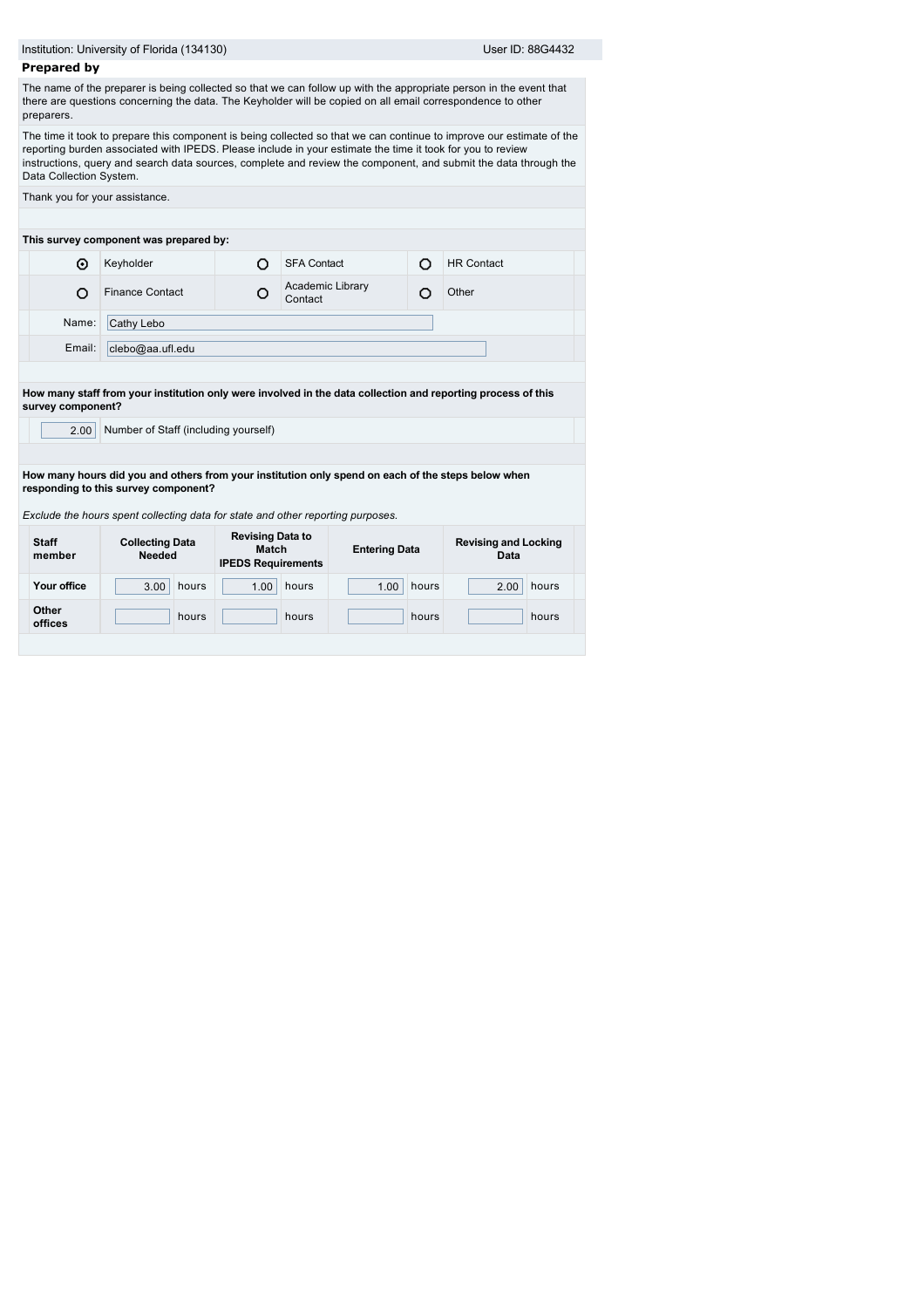Institution: University of Florida (134130) User ID: 88G4432

## Prepared by

The name of the preparer is being collected so that we can follow up with the appropriate person in the event that there are questions concerning the data. The Keyholder will be copied on all email correspondence to other preparers.

The time it took to prepare this component is being collected so that we can continue to improve our estimate of the reporting burden associated with IPEDS. Please include in your estimate the time it took for you to review instructions, query and search data sources, complete and review the component, and submit the data through the Data Collection System.

Thank you for your assistance.

**This survey component was prepared by:**

| | | | | | |
|---|---|---|---|---|---|
| ⊙ | Keyholder | ○ | SFA Contact | ○ | HR Contact |
| ○ | Finance Contact | ○ | Academic Library Contact | ○ | Other |

Name: Cathy Lebo

Email: clebo@aa.ufl.edu

**How many staff from your institution only were involved in the data collection and reporting process of this survey component?**

2.00 Number of Staff (including yourself)

**How many hours did you and others from your institution only spend on each of the steps below when responding to this survey component?**

*Exclude the hours spent collecting data for state and other reporting purposes.*

| Staff member | Collecting Data Needed | Revising Data to Match IPEDS Requirements | Entering Data | Revising and Locking Data |
|---|---|---|---|---|
| Your office | 3.00 hours | 1.00 hours | 1.00 hours | 2.00 hours |
| Other offices | hours | hours | hours | hours |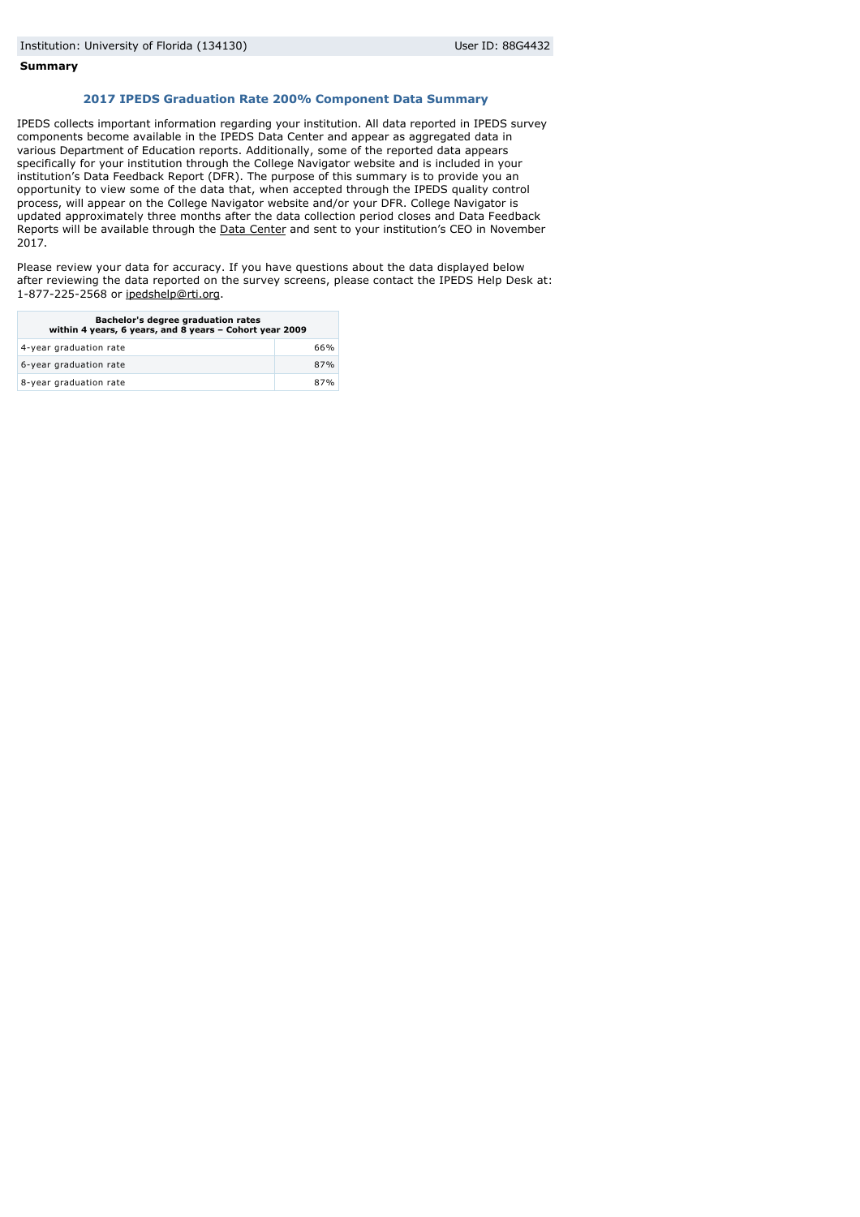Institution: University of Florida (134130) User ID: 88G4432

**Summary**

## 2017 IPEDS Graduation Rate 200% Component Data Summary

IPEDS collects important information regarding your institution. All data reported in IPEDS survey components become available in the IPEDS Data Center and appear as aggregated data in various Department of Education reports. Additionally, some of the reported data appears specifically for your institution through the College Navigator website and is included in your institution's Data Feedback Report (DFR). The purpose of this summary is to provide you an opportunity to view some of the data that, when accepted through the IPEDS quality control process, will appear on the College Navigator website and/or your DFR. College Navigator is updated approximately three months after the data collection period closes and Data Feedback Reports will be available through the Data Center and sent to your institution's CEO in November 2017.

Please review your data for accuracy. If you have questions about the data displayed below after reviewing the data reported on the survey screens, please contact the IPEDS Help Desk at: 1-877-225-2568 or ipedshelp@rti.org.

| Bachelor's degree graduation rates within 4 years, 6 years, and 8 years – Cohort year 2009 | |
|---|---|
| 4-year graduation rate | 66% |
| 6-year graduation rate | 87% |
| 8-year graduation rate | 87% |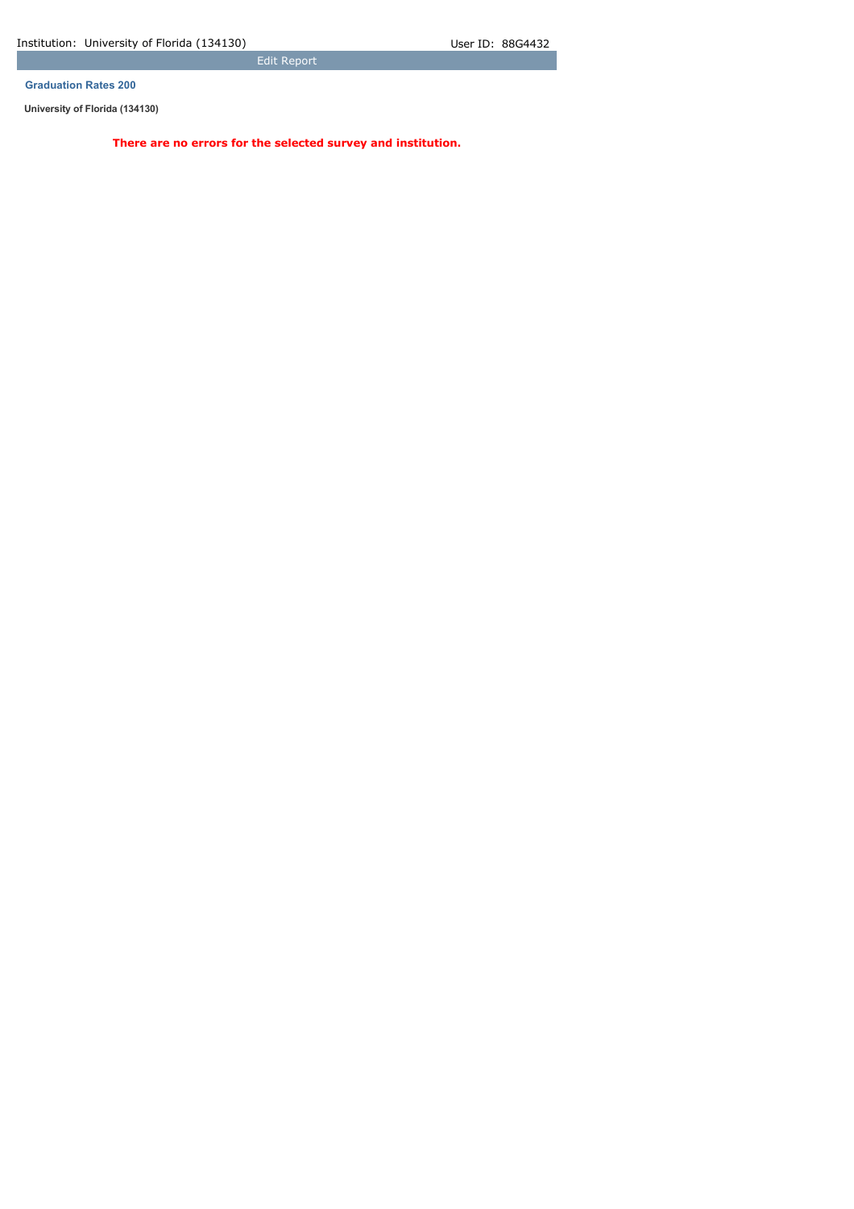Institution: University of Florida (134130) User ID: 88G4432

Edit Report

**Graduation Rates 200**

**University of Florida (134130)**

**There are no errors for the selected survey and institution.**